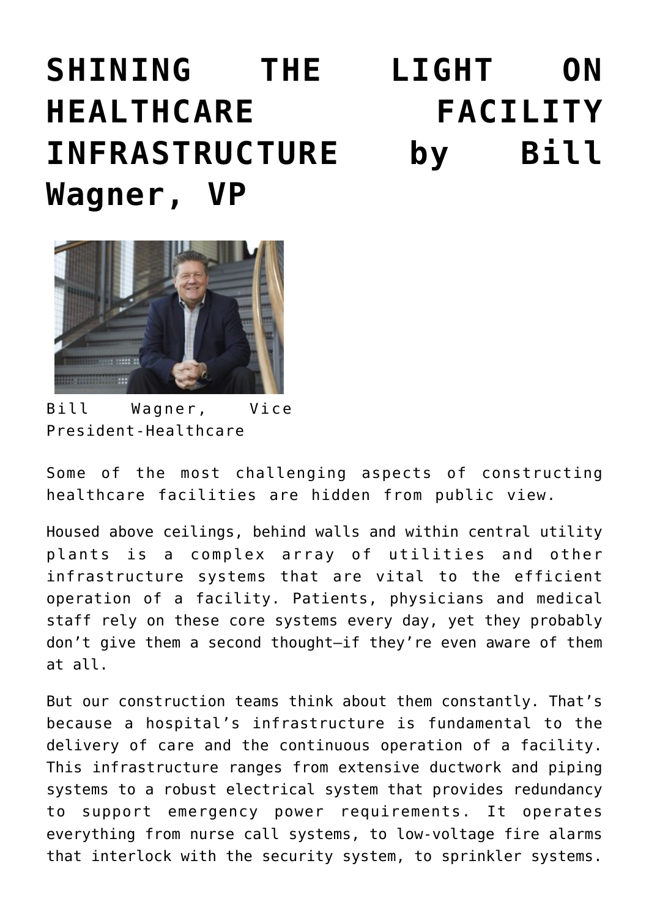# SHINING THE LIGHT ON HEALTHCARE FACILITY INFRASTRUCTURE by Bill Wagner, VP

Bill Wagner, Vice President-Healthcare

Some of the most challenging aspects of constructing healthcare facilities are hidden from public view.

Housed above ceilings, behind walls and within central utility plants is a complex array of utilities and other infrastructure systems that are vital to the efficient operation of a facility. Patients, physicians and medical staff rely on these core systems every day, yet they probably don't give them a second thought—if they're even aware of them at all.

But our construction teams think about them constantly. That's because a hospital's infrastructure is fundamental to the delivery of care and the continuous operation of a facility. This infrastructure ranges from extensive ductwork and piping systems to a robust electrical system that provides redundancy to support emergency power requirements. It operates everything from nurse call systems, to low-voltage fire alarms that interlock with the security system, to sprinkler systems.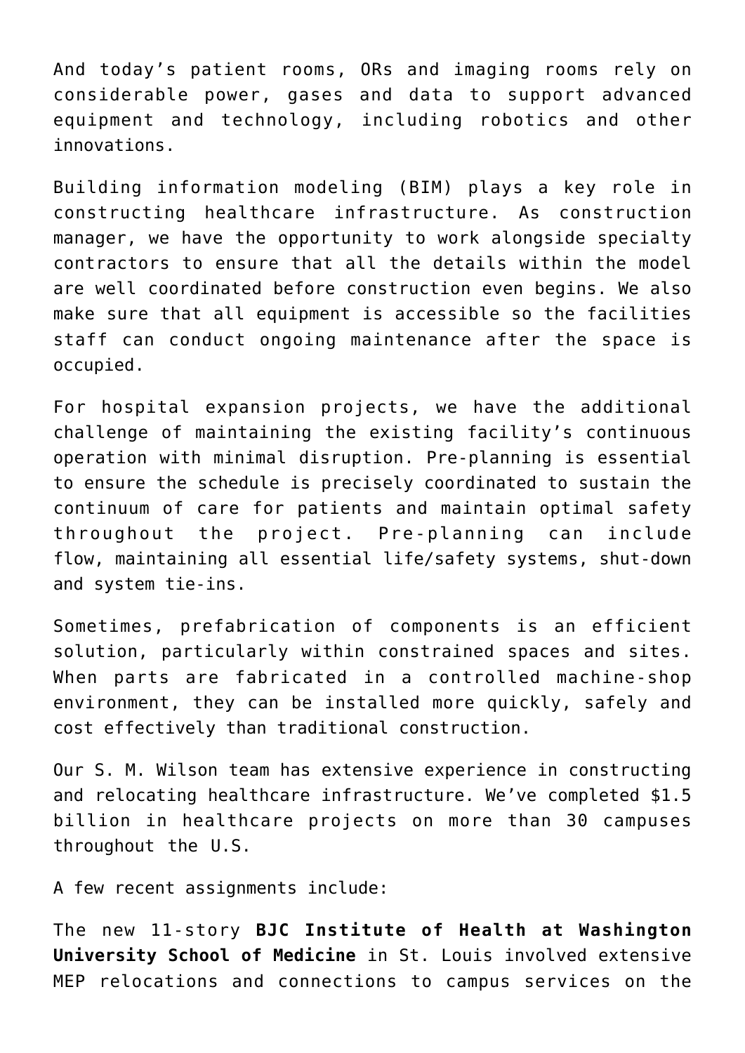And today's patient rooms, ORs and imaging rooms rely on considerable power, gases and data to support advanced equipment and technology, including robotics and other innovations.

Building information modeling (BIM) plays a key role in constructing healthcare infrastructure. As construction manager, we have the opportunity to work alongside specialty contractors to ensure that all the details within the model are well coordinated before construction even begins. We also make sure that all equipment is accessible so the facilities staff can conduct ongoing maintenance after the space is occupied.

For hospital expansion projects, we have the additional challenge of maintaining the existing facility's continuous operation with minimal disruption. Pre-planning is essential to ensure the schedule is precisely coordinated to sustain the continuum of care for patients and maintain optimal safety throughout the project. Pre-planning can include flow, maintaining all essential life/safety systems, shut-down and system tie-ins.

Sometimes, prefabrication of components is an efficient solution, particularly within constrained spaces and sites. When parts are fabricated in a controlled machine-shop environment, they can be installed more quickly, safely and cost effectively than traditional construction.

Our S. M. Wilson team has extensive experience in constructing and relocating healthcare infrastructure. We've completed $1.5 billion in healthcare projects on more than 30 campuses throughout the U.S.

A few recent assignments include:

The new 11-story **BJC Institute of Health at Washington University School of Medicine** in St. Louis involved extensive MEP relocations and connections to campus services on the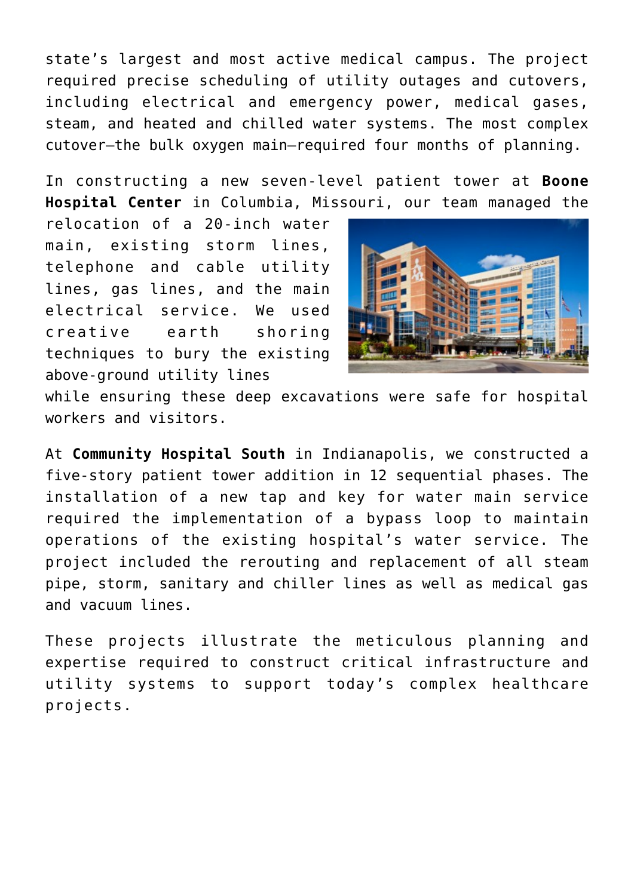state's largest and most active medical campus. The project required precise scheduling of utility outages and cutovers, including electrical and emergency power, medical gases, steam, and heated and chilled water systems. The most complex cutover—the bulk oxygen main—required four months of planning.

In constructing a new seven-level patient tower at **Boone Hospital Center** in Columbia, Missouri, our team managed the relocation of a 20-inch water main, existing storm lines, telephone and cable utility lines, gas lines, and the main electrical service. We used creative earth shoring techniques to bury the existing above-ground utility lines while ensuring these deep excavations were safe for hospital workers and visitors.

At **Community Hospital South** in Indianapolis, we constructed a five-story patient tower addition in 12 sequential phases. The installation of a new tap and key for water main service required the implementation of a bypass loop to maintain operations of the existing hospital's water service. The project included the rerouting and replacement of all steam pipe, storm, sanitary and chiller lines as well as medical gas and vacuum lines.

These projects illustrate the meticulous planning and expertise required to construct critical infrastructure and utility systems to support today's complex healthcare projects.